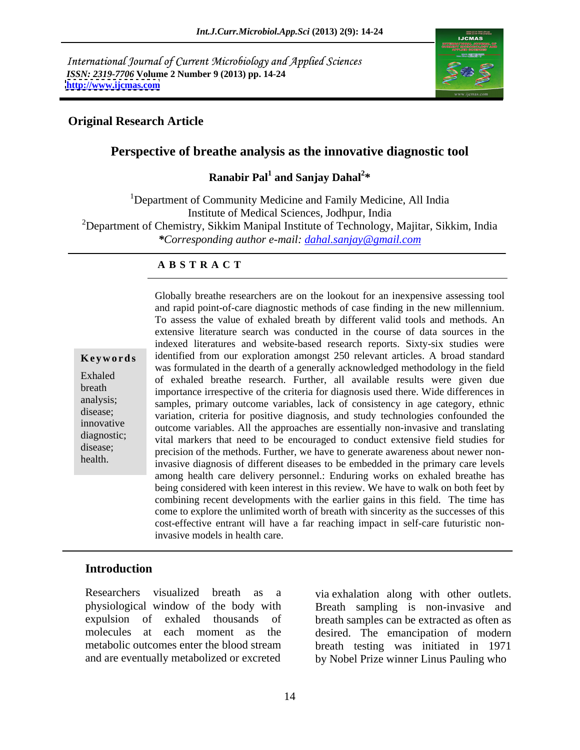International Journal of Current Microbiology and Applied Sciences
*ISSN: 2319-7706* **Volume 2 Number 9 (2013) pp. 14-24**
**http://www.ijcmas.com**

**Original Research Article**

# Perspective of breathe analysis as the innovative diagnostic tool

**Ranabir Pal[1] and Sanjay Dahal[2]***

[1]Department of Community Medicine and Family Medicine, All India Institute of Medical Sciences, Jodhpur, India
[2]Department of Chemistry, Sikkim Manipal Institute of Technology, Majitar, Sikkim, India
**Corresponding author e-mail: dahal.sanjay@gmail.com*

## A B S T R A C T

**Keywords**

Exhaled breath analysis; disease; innovative diagnostic; disease; health.

Globally breathe researchers are on the lookout for an inexpensive assessing tool and rapid point-of-care diagnostic methods of case finding in the new millennium. To assess the value of exhaled breath by different valid tools and methods. An extensive literature search was conducted in the course of data sources in the indexed literatures and website-based research reports. Sixty-six studies were identified from our exploration amongst 250 relevant articles. A broad standard was formulated in the dearth of a generally acknowledged methodology in the field of exhaled breathe research. Further, all available results were given due importance irrespective of the criteria for diagnosis used there. Wide differences in samples, primary outcome variables, lack of consistency in age category, ethnic variation, criteria for positive diagnosis, and study technologies confounded the outcome variables. All the approaches are essentially non-invasive and translating vital markers that need to be encouraged to conduct extensive field studies for precision of the methods. Further, we have to generate awareness about newer non-invasive diagnosis of different diseases to be embedded in the primary care levels among health care delivery personnel.: Enduring works on exhaled breathe has being considered with keen interest in this review. We have to walk on both feet by combining recent developments with the earlier gains in this field. The time has come to explore the unlimited worth of breath with sincerity as the successes of this cost-effective entrant will have a far reaching impact in self-care futuristic non-invasive models in health care.

## Introduction

Researchers visualized breath as a physiological window of the body with expulsion of exhaled thousands molecules at each moment as the metabolic outcomes enter the blood stream and are eventually metabolized or excreted via exhalation along with other outlets. Breath sampling is non-invasive and breath samples can be extracted as often as desired. The emancipation of modern breath testing was initiated in 1971 by Nobel Prize winner Linus Pauling who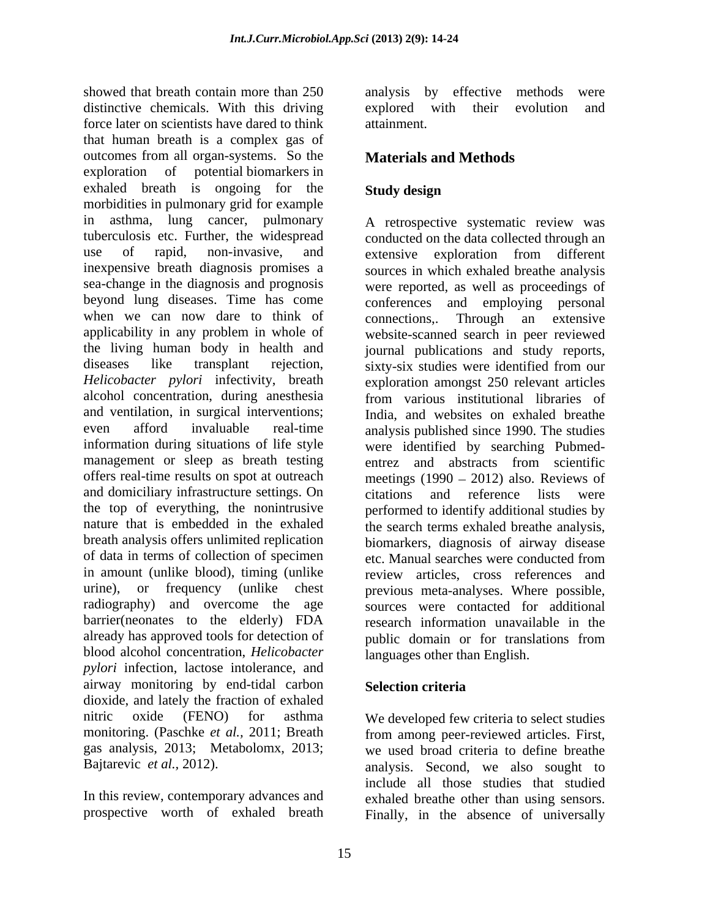showed that breath contain more than 250 distinctive chemicals. With this driving force later on scientists have dared to think that human breath is a complex gas of outcomes from all organ-systems. So the exploration of potential biomarkers in exhaled breath is ongoing for the morbidities in pulmonary grid for example in asthma, lung cancer, pulmonary tuberculosis etc. Further, the widespread use of rapid, non-invasive, and inexpensive breath diagnosis promises a sea-change in the diagnosis and prognosis beyond lung diseases. Time has come when we can now dare to think of applicability in any problem in whole of the living human body in health and diseases like transplant rejection, *Helicobacter pylori* infectivity, breath alcohol concentration, during anesthesia and ventilation, in surgical interventions; even afford invaluable real-time information during situations of life style management or sleep as breath testing offers real-time results on spot at outreach and domiciliary infrastructure settings. On the top of everything, the nonintrusive nature that is embedded in the exhaled breath analysis offers unlimited replication of data in terms of collection of specimen in amount (unlike blood), timing (unlike urine), or frequency (unlike chest radiography) and overcome the age barrier(neonates to the elderly) FDA already has approved tools for detection of blood alcohol concentration, *Helicobacter pylori* infection, lactose intolerance, and airway monitoring by end-tidal carbon dioxide, and lately the fraction of exhaled nitric oxide (FENO) for asthma monitoring. (Paschke *et al.*, 2011; Breath gas analysis, 2013; Metabolomx, 2013; Bajtarevic *et al.*, 2012).

In this review, contemporary advances and prospective worth of exhaled breath analysis by effective methods were explored with their evolution and attainment.

## Materials and Methods

### Study design

A retrospective systematic review was conducted on the data collected through an extensive exploration from different sources in which exhaled breathe analysis were reported, as well as proceedings of conferences and employing personal connections,. Through an extensive website-scanned search in peer reviewed journal publications and study reports, sixty-six studies were identified from our exploration amongst 250 relevant articles from various institutional libraries of India, and websites on exhaled breathe analysis published since 1990. The studies were identified by searching Pubmed-entrez and abstracts from scientific meetings (1990 – 2012) also. Reviews of citations and reference lists were performed to identify additional studies by the search terms exhaled breathe analysis, biomarkers, diagnosis of airway disease etc. Manual searches were conducted from review articles, cross references and previous meta-analyses. Where possible, sources were contacted for additional research information unavailable in the public domain or for translations from languages other than English.

### Selection criteria

We developed few criteria to select studies from among peer-reviewed articles. First, we used broad criteria to define breathe analysis. Second, we also sought to include all those studies that studied exhaled breathe other than using sensors. Finally, in the absence of universally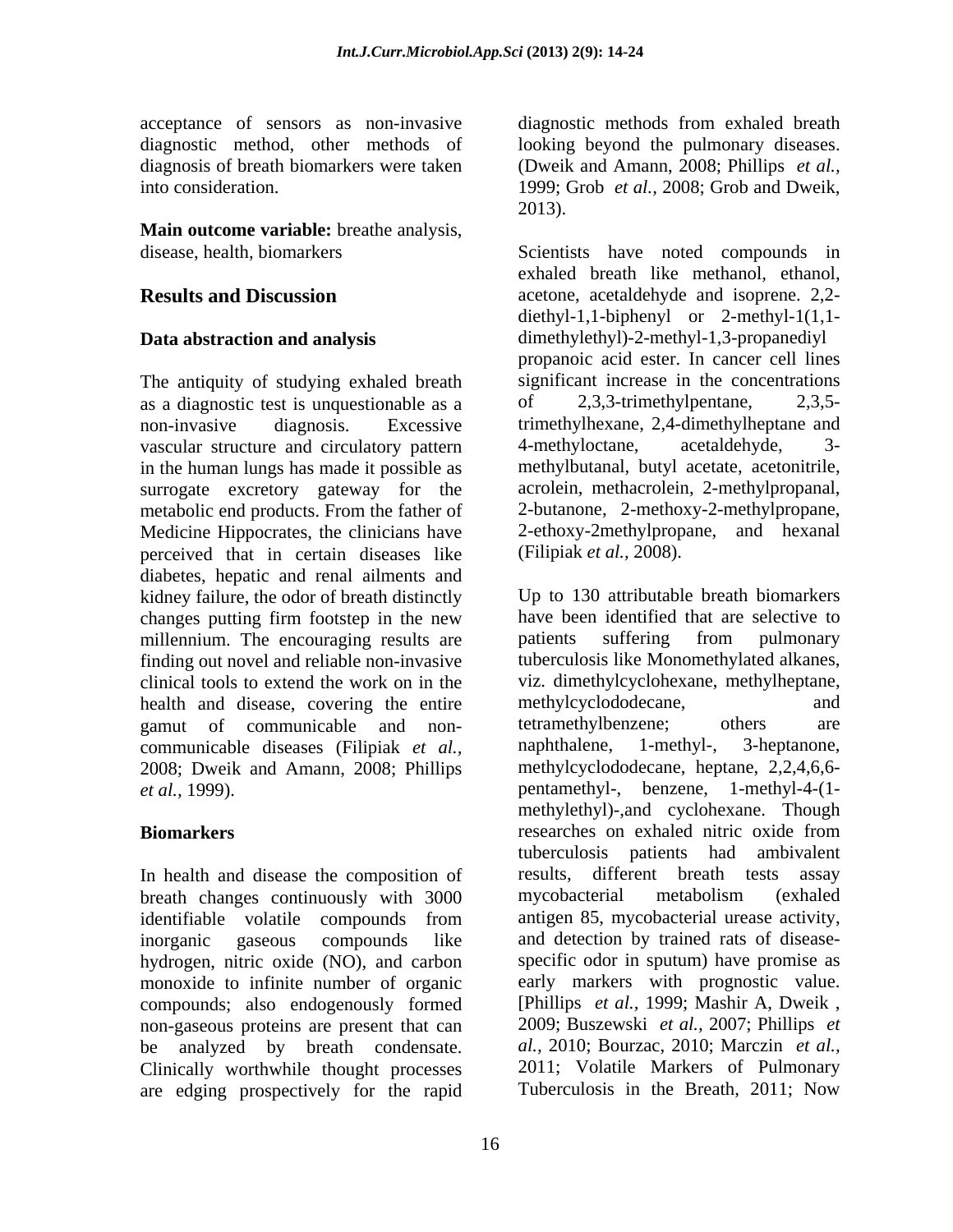acceptance of sensors as non-invasive diagnostic method, other methods of diagnosis of breath biomarkers were taken into consideration.

**Main outcome variable:** breathe analysis, disease, health, biomarkers

## Results and Discussion

### Data abstraction and analysis

The antiquity of studying exhaled breath as a diagnostic test is unquestionable as a non-invasive diagnosis. Excessive vascular structure and circulatory pattern in the human lungs has made it possible as surrogate excretory gateway for the metabolic end products. From the father of Medicine Hippocrates, the clinicians have perceived that in certain diseases like diabetes, hepatic and renal ailments and kidney failure, the odor of breath distinctly changes putting firm footstep in the new millennium. The encouraging results are finding out novel and reliable non-invasive clinical tools to extend the work on in the health and disease, covering the entire gamut of communicable and non-communicable diseases (Filipiak *et al.,* 2008; Dweik and Amann, 2008; Phillips *et al.,* 1999).

### Biomarkers

In health and disease the composition of breath changes continuously with 3000 identifiable volatile compounds from inorganic gaseous compounds like hydrogen, nitric oxide (NO), and carbon monoxide to infinite number of organic compounds; also endogenously formed non-gaseous proteins are present that can be analyzed by breath condensate. Clinically worthwhile thought processes are edging prospectively for the rapid diagnostic methods from exhaled breath looking beyond the pulmonary diseases. (Dweik and Amann, 2008; Phillips *et al.,* 1999; Grob *et al.,* 2008; Grob and Dweik, 2013).

Scientists have noted compounds in exhaled breath like methanol, ethanol, acetone, acetaldehyde and isoprene. 2,2-diethyl-1,1-biphenyl or 2-methyl-1(1,1-dimethylethyl)-2-methyl-1,3-propanediyl propanoic acid ester. In cancer cell lines significant increase in the concentrations of 2,3,3-trimethylpentane, 2,3,5-trimethylhexane, 2,4-dimethylheptane and 4-methyloctane, acetaldehyde, 3-methylbutanal, butyl acetate, acetonitrile, acrolein, methacrolein, 2-methylpropanal, 2-butanone, 2-methoxy-2-methylpropane, 2-ethoxy-2methylpropane, and hexanal (Filipiak *et al.,* 2008).

Up to 130 attributable breath biomarkers have been identified that are selective to patients suffering from pulmonary tuberculosis like Monomethylated alkanes, viz. dimethylcyclohexane, methylheptane, methylcyclododecane, and tetramethylbenzene; others are naphthalene, 1-methyl-, 3-heptanone, methylcyclododecane, heptane, 2,2,4,6,6-pentamethyl-, benzene, 1-methyl-4-(1-methylethyl)-,and cyclohexane. Though researches on exhaled nitric oxide from tuberculosis patients had ambivalent results, different breath tests assay mycobacterial metabolism (exhaled antigen 85, mycobacterial urease activity, and detection by trained rats of disease-specific odor in sputum) have promise as early markers with prognostic value. [Phillips *et al.,* 1999; Mashir A, Dweik , 2009; Buszewski *et al.,* 2007; Phillips *et al.,* 2010; Bourzac, 2010; Marczin *et al.,* 2011; Volatile Markers of Pulmonary Tuberculosis in the Breath, 2011; Now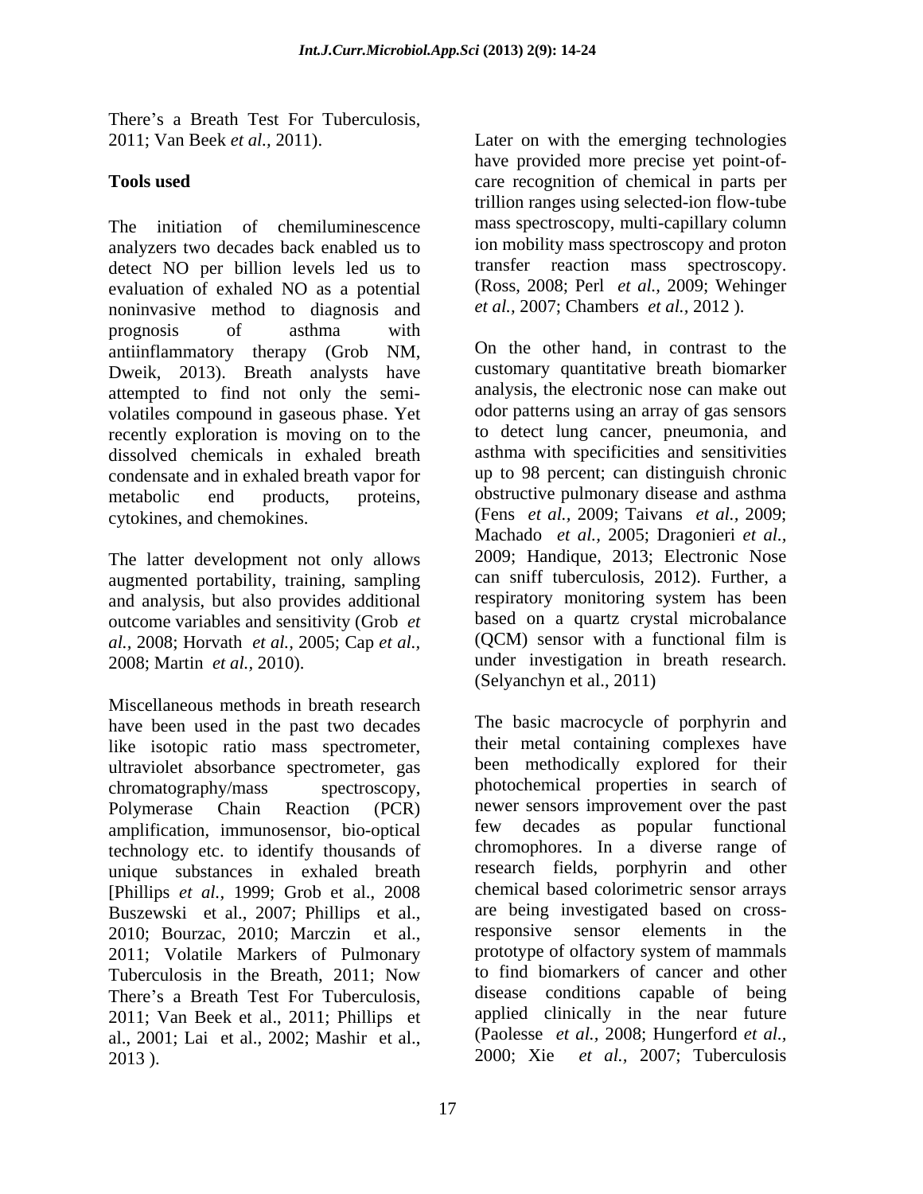There's a Breath Test For Tuberculosis, 2011; Van Beek *et al.,* 2011).

**Tools used**

The initiation of chemiluminescence analyzers two decades back enabled us to detect NO per billion levels led us to evaluation of exhaled NO as a potential noninvasive method to diagnosis and prognosis of asthma with antiinflammatory therapy (Grob NM, Dweik, 2013). Breath analysts have attempted to find not only the semi-volatiles compound in gaseous phase. Yet recently exploration is moving on to the dissolved chemicals in exhaled breath condensate and in exhaled breath vapor for metabolic end products, proteins, cytokines, and chemokines.

The latter development not only allows augmented portability, training, sampling and analysis, but also provides additional outcome variables and sensitivity (Grob *et al.*, 2008; Horvath *et al.*, 2005; Cap *et al.,* 2008; Martin *et al.,* 2010).

Miscellaneous methods in breath research have been used in the past two decades like isotopic ratio mass spectrometer, ultraviolet absorbance spectrometer, gas chromatography/mass spectroscopy, Polymerase Chain Reaction (PCR) amplification, immunosensor, bio-optical technology etc. to identify thousands of unique substances in exhaled breath [Phillips *et al.,* 1999; Grob et al., 2008 Buszewski et al., 2007; Phillips et al., 2010; Bourzac, 2010; Marczin et al., 2011; Volatile Markers of Pulmonary Tuberculosis in the Breath, 2011; Now There's a Breath Test For Tuberculosis, 2011; Van Beek et al., 2011; Phillips et al., 2001; Lai et al., 2002; Mashir et al., 2013 ).

Later on with the emerging technologies have provided more precise yet point-of-care recognition of chemical in parts per trillion ranges using selected-ion flow-tube mass spectroscopy, multi-capillary column ion mobility mass spectroscopy and proton transfer reaction mass spectroscopy. (Ross, 2008; Perl *et al.,* 2009; Wehinger *et al.,* 2007; Chambers *et al.,* 2012 ).

On the other hand, in contrast to the customary quantitative breath biomarker analysis, the electronic nose can make out odor patterns using an array of gas sensors to detect lung cancer, pneumonia, and asthma with specificities and sensitivities up to 98 percent; can distinguish chronic obstructive pulmonary disease and asthma (Fens *et al.,* 2009; Taivans *et al.,* 2009; Machado *et al.,* 2005; Dragonieri *et al.,* 2009; Handique, 2013; Electronic Nose can sniff tuberculosis, 2012). Further, a respiratory monitoring system has been based on a quartz crystal microbalance (QCM) sensor with a functional film is under investigation in breath research. (Selyanchyn et al., 2011)

The basic macrocycle of porphyrin and their metal containing complexes have been methodically explored for their photochemical properties in search of newer sensors improvement over the past few decades as popular functional chromophores. In a diverse range of research fields, porphyrin and other chemical based colorimetric sensor arrays are being investigated based on cross-responsive sensor elements in the prototype of olfactory system of mammals to find biomarkers of cancer and other disease conditions capable of being applied clinically in the near future (Paolesse *et al.,* 2008; Hungerford *et al.,* 2000; Xie *et al.,* 2007; Tuberculosis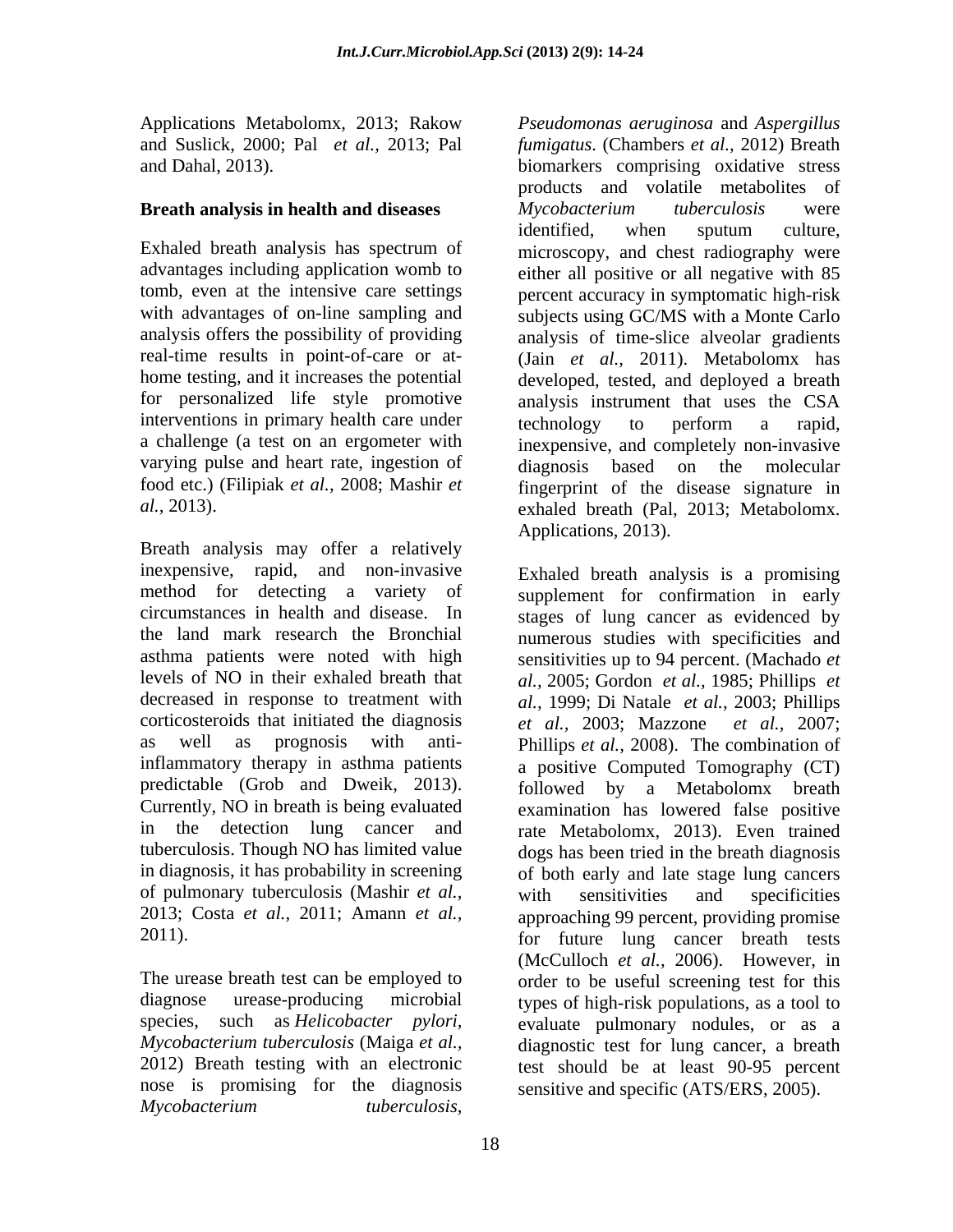Applications Metabolomx, 2013; Rakow and Suslick, 2000; Pal *et al.,* 2013; Pal and Dahal, 2013).

**Breath analysis in health and diseases**

Exhaled breath analysis has spectrum of advantages including application womb to tomb, even at the intensive care settings with advantages of on-line sampling and analysis offers the possibility of providing real-time results in point-of-care or at-home testing, and it increases the potential for personalized life style promotive interventions in primary health care under a challenge (a test on an ergometer with varying pulse and heart rate, ingestion of food etc.) (Filipiak *et al.,* 2008; Mashir *et al.,* 2013).

Breath analysis may offer a relatively inexpensive, rapid, and non-invasive method for detecting a variety of circumstances in health and disease. In the land mark research the Bronchial asthma patients were noted with high levels of NO in their exhaled breath that decreased in response to treatment with corticosteroids that initiated the diagnosis as well as prognosis with anti-inflammatory therapy in asthma patients predictable (Grob and Dweik, 2013). Currently, NO in breath is being evaluated in the detection lung cancer and tuberculosis. Though NO has limited value in diagnosis, it has probability in screening of pulmonary tuberculosis (Mashir *et al.,* 2013; Costa *et al.,* 2011; Amann *et al.,* 2011).

The urease breath test can be employed to diagnose urease-producing microbial species, such as *Helicobacter pylori, Mycobacterium tuberculosis* (Maiga *et al*., 2012) Breath testing with an electronic nose is promising for the diagnosis *Mycobacterium tuberculosis, Pseudomonas aeruginosa* and *Aspergillus fumigatus*. (Chambers *et al.,* 2012) Breath biomarkers comprising oxidative stress products and volatile metabolites of *Mycobacterium tuberculosis* were identified, when sputum culture, microscopy, and chest radiography were either all positive or all negative with 85 percent accuracy in symptomatic high-risk subjects using GC/MS with a Monte Carlo analysis of time-slice alveolar gradients (Jain *et al.,* 2011). Metabolomx has developed, tested, and deployed a breath analysis instrument that uses the CSA technology to perform a rapid, inexpensive, and completely non-invasive diagnosis based on the molecular fingerprint of the disease signature in exhaled breath (Pal, 2013; Metabolomx. Applications, 2013).

Exhaled breath analysis is a promising supplement for confirmation in early stages of lung cancer as evidenced by numerous studies with specificities and sensitivities up to 94 percent. (Machado *et al.,* 2005; Gordon *et al.,* 1985; Phillips *et al.,* 1999; Di Natale *et al.,* 2003; Phillips *et al.,* 2003; Mazzone *et al.,* 2007; Phillips *et al.,* 2008). The combination of a positive Computed Tomography (CT) followed by a Metabolomx breath examination has lowered false positive rate Metabolomx, 2013). Even trained dogs has been tried in the breath diagnosis of both early and late stage lung cancers with sensitivities and specificities approaching 99 percent, providing promise for future lung cancer breath tests (McCulloch *et al.,* 2006). However, in order to be useful screening test for this types of high-risk populations, as a tool to evaluate pulmonary nodules, or as a diagnostic test for lung cancer, a breath test should be at least 90-95 percent sensitive and specific (ATS/ERS, 2005).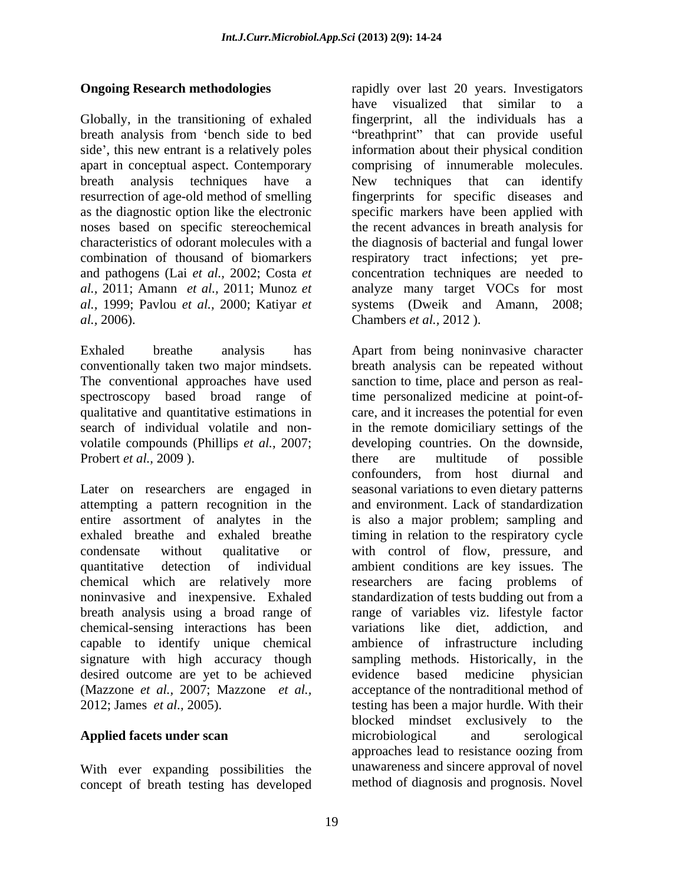## Ongoing Research methodologies

Globally, in the transitioning of exhaled breath analysis from 'bench side to bed side', this new entrant is a relatively poles apart in conceptual aspect. Contemporary breath analysis techniques have a resurrection of age-old method of smelling as the diagnostic option like the electronic noses based on specific stereochemical characteristics of odorant molecules with a combination of thousand of biomarkers and pathogens (Lai *et al.,* 2002; Costa *et al.,* 2011; Amann *et al.,* 2011; Munoz *et al.,* 1999; Pavlou *et al.,* 2000; Katiyar *et al.,* 2006).

Exhaled breathe analysis has conventionally taken two major mindsets. The conventional approaches have used spectroscopy based broad range of qualitative and quantitative estimations in search of individual volatile and non-volatile compounds (Phillips *et al.,* 2007; Probert *et al.,* 2009 ).

Later on researchers are engaged in attempting a pattern recognition in the entire assortment of analytes in the exhaled breathe and exhaled breathe condensate without qualitative or quantitative detection of individual chemical which are relatively more noninvasive and inexpensive. Exhaled breath analysis using a broad range of chemical-sensing interactions has been capable to identify unique chemical signature with high accuracy though desired outcome are yet to be achieved (Mazzone *et al.,* 2007; Mazzone *et al.,* 2012; James *et al.,* 2005).

## Applied facets under scan

With ever expanding possibilities the concept of breath testing has developed rapidly over last 20 years. Investigators have visualized that similar to a fingerprint, all the individuals has a "breathprint" that can provide useful information about their physical condition comprising of innumerable molecules. New techniques that can identify fingerprints for specific diseases and specific markers have been applied with the recent advances in breath analysis for the diagnosis of bacterial and fungal lower respiratory tract infections; yet pre-concentration techniques are needed to analyze many target VOCs for most systems (Dweik and Amann, 2008; Chambers *et al.,* 2012 ).

Apart from being noninvasive character breath analysis can be repeated without sanction to time, place and person as real-time personalized medicine at point-of-care, and it increases the potential for even in the remote domiciliary settings of the developing countries. On the downside, there are multitude of possible confounders, from host diurnal and seasonal variations to even dietary patterns and environment. Lack of standardization is also a major problem; sampling and timing in relation to the respiratory cycle with control of flow, pressure, and ambient conditions are key issues. The researchers are facing problems of standardization of tests budding out from a range of variables viz. lifestyle factor variations like diet, addiction, and ambience of infrastructure including sampling methods. Historically, in the evidence based medicine physician acceptance of the nontraditional method of testing has been a major hurdle. With their blocked mindset exclusively to the microbiological and serological approaches lead to resistance oozing from unawareness and sincere approval of novel method of diagnosis and prognosis. Novel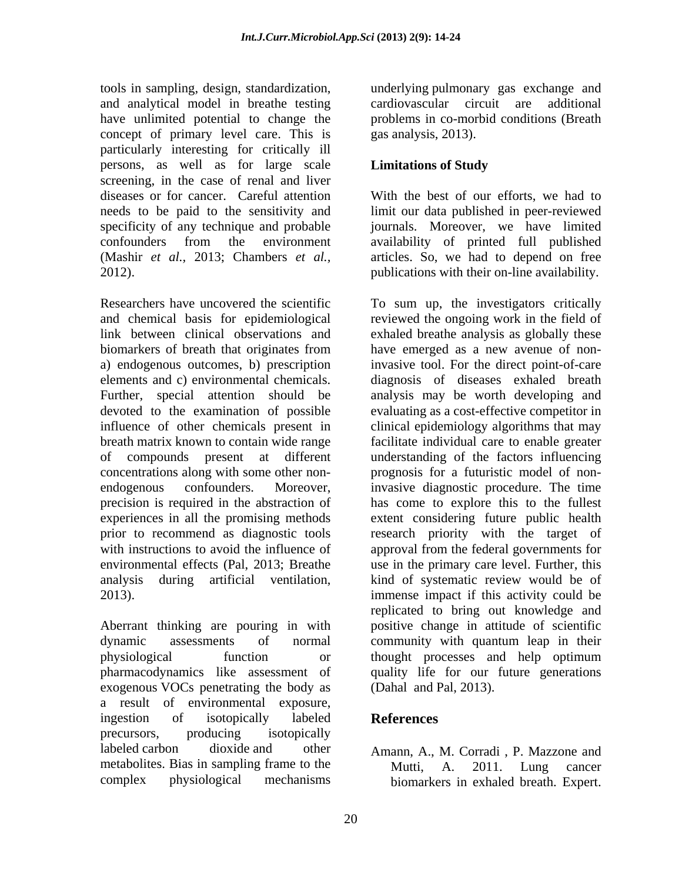tools in sampling, design, standardization, and analytical model in breathe testing have unlimited potential to change the concept of primary level care. This is particularly interesting for critically ill persons, as well as for large scale screening, in the case of renal and liver diseases or for cancer. Careful attention needs to be paid to the sensitivity and specificity of any technique and probable confounders from the environment (Mashir *et al.,* 2013; Chambers *et al.,* 2012).

Researchers have uncovered the scientific and chemical basis for epidemiological link between clinical observations and biomarkers of breath that originates from a) endogenous outcomes, b) prescription elements and c) environmental chemicals. Further, special attention should be devoted to the examination of possible influence of other chemicals present in breath matrix known to contain wide range of compounds present at different concentrations along with some other non-endogenous confounders. Moreover, precision is required in the abstraction of experiences in all the promising methods prior to recommend as diagnostic tools with instructions to avoid the influence of environmental effects (Pal, 2013; Breathe analysis during artificial ventilation, 2013).

Aberrant thinking are pouring in with dynamic assessments of normal physiological function or pharmacodynamics like assessment of exogenous VOCs penetrating the body as a result of environmental exposure, ingestion of isotopically labeled precursors, producing isotopically labeled carbon dioxide and other metabolites. Bias in sampling frame to the complex physiological mechanisms underlying pulmonary gas exchange and cardiovascular circuit are additional problems in co-morbid conditions (Breath gas analysis, 2013).

## Limitations of Study

With the best of our efforts, we had to limit our data published in peer-reviewed journals. Moreover, we have limited availability of printed full published articles. So, we had to depend on free publications with their on-line availability.

To sum up, the investigators critically reviewed the ongoing work in the field of exhaled breathe analysis as globally these have emerged as a new avenue of non-invasive tool. For the direct point-of-care diagnosis of diseases exhaled breath analysis may be worth developing and evaluating as a cost-effective competitor in clinical epidemiology algorithms that may facilitate individual care to enable greater understanding of the factors influencing prognosis for a futuristic model of non-invasive diagnostic procedure. The time has come to explore this to the fullest extent considering future public health research priority with the target of approval from the federal governments for use in the primary care level. Further, this kind of systematic review would be of immense impact if this activity could be replicated to bring out knowledge and positive change in attitude of scientific community with quantum leap in their thought processes and help optimum quality life for our future generations (Dahal and Pal, 2013).

## References

Amann, A., M. Corradi , P. Mazzone and Mutti, A. 2011. Lung cancer biomarkers in exhaled breath. Expert.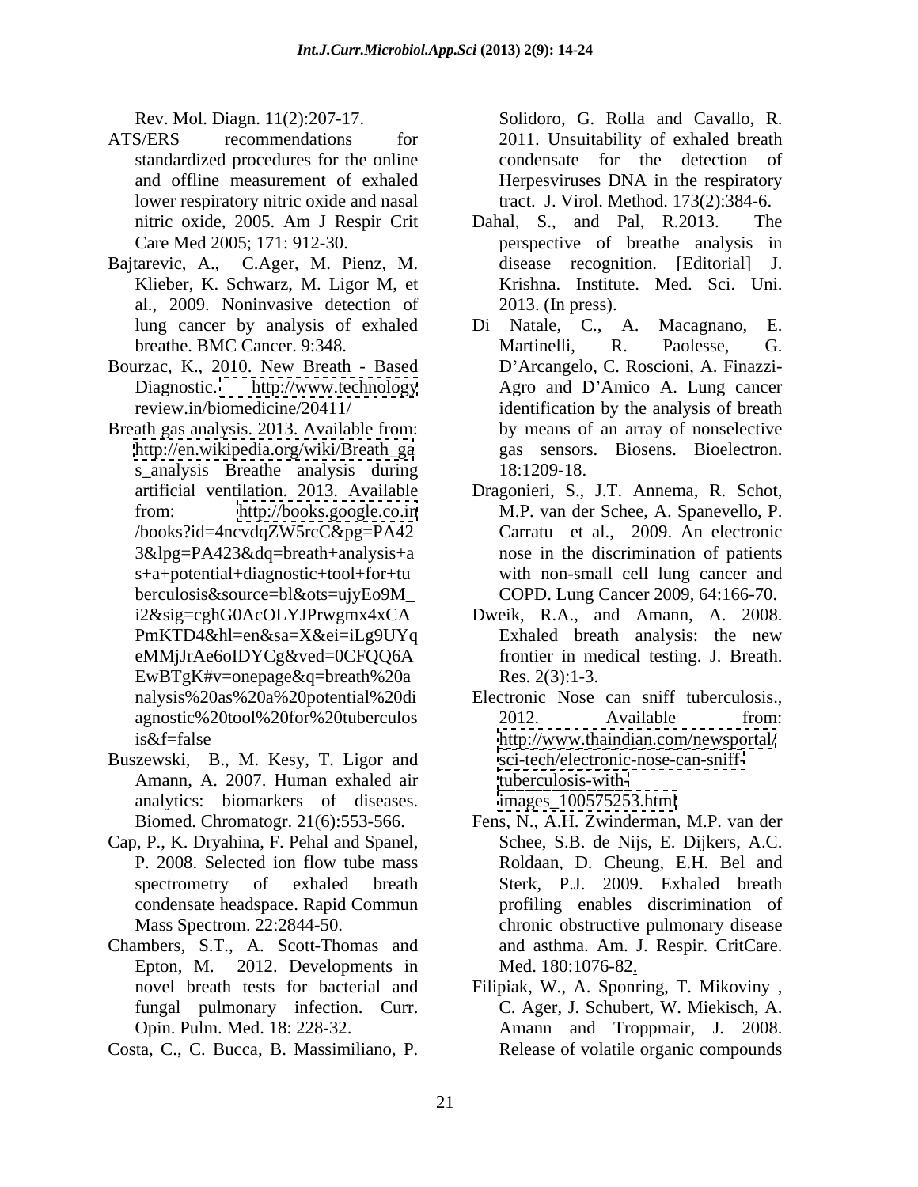Rev. Mol. Diagn. 11(2):207-17.

ATS/ERS recommendations for standardized procedures for the online and offline measurement of exhaled lower respiratory nitric oxide and nasal nitric oxide, 2005. Am J Respir Crit Care Med 2005; 171: 912-30.

Bajtarevic, A., C.Ager, M. Pienz, M. Klieber, K. Schwarz, M. Ligor M, et al., 2009. Noninvasive detection of lung cancer by analysis of exhaled breathe. BMC Cancer. 9:348.

Bourzac, K., 2010. New Breath - Based Diagnostic. http://www.technology review.in/biomedicine/20411/

Breath gas analysis. 2013. Available from: http://en.wikipedia.org/wiki/Breath_gas_analysis Breathe analysis during artificial ventilation. 2013. Available from: http://books.google.co.in/books?id=4ncvdqZW5rcC&pg=PA423&lpg=PA423&dq=breath+analysis+as+a+potential+diagnostic+tool+for+tuberculosis&source=bl&ots=ujyEo9M_i2&sig=cghG0AcOLYJPrwgmx4xCAPmKTD4&hl=en&sa=X&ei=iLg9UYqeMMjJrAe6oIDYCg&ved=0CFQQ6AEwBTgK#v=onepage&q=breath%20analysis%20as%20a%20potential%20diagnostic%20tool%20for%20tuberculosis&f=false

Buszewski, B., M. Kesy, T. Ligor and Amann, A. 2007. Human exhaled air analytics: biomarkers of diseases. Biomed. Chromatogr. 21(6):553-566.

Cap, P., K. Dryahina, F. Pehal and Spanel, P. 2008. Selected ion flow tube mass spectrometry of exhaled breath condensate headspace. Rapid Commun Mass Spectrom. 22:2844-50.

Chambers, S.T., A. Scott-Thomas and Epton, M. 2012. Developments in novel breath tests for bacterial and fungal pulmonary infection. Curr. Opin. Pulm. Med. 18: 228-32.

Costa, C., C. Bucca, B. Massimiliano, P. Solidoro, G. Rolla and Cavallo, R. 2011. Unsuitability of exhaled breath condensate for the detection of Herpesviruses DNA in the respiratory tract. J. Virol. Method. 173(2):384-6.

Dahal, S., and Pal, R.2013. The perspective of breathe analysis in disease recognition. [Editorial] J. Krishna. Institute. Med. Sci. Uni. 2013. (In press).

Di Natale, C., A. Macagnano, E. Martinelli, R. Paolesse, G. D'Arcangelo, C. Roscioni, A. Finazzi-Agro and D'Amico A. Lung cancer identification by the analysis of breath by means of an array of nonselective gas sensors. Biosens. Bioelectron. 18:1209-18.

Dragonieri, S., J.T. Annema, R. Schot, M.P. van der Schee, A. Spanevello, P. Carratu et al., 2009. An electronic nose in the discrimination of patients with non-small cell lung cancer and COPD. Lung Cancer 2009, 64:166-70.

Dweik, R.A., and Amann, A. 2008. Exhaled breath analysis: the new frontier in medical testing. J. Breath. Res. 2(3):1-3.

Electronic Nose can sniff tuberculosis., 2012. Available from: http://www.thaindian.com/newsportal/sci-tech/electronic-nose-can-sniff-tuberculosis-with-images_100575253.html

Fens, N., A.H. Zwinderman, M.P. van der Schee, S.B. de Nijs, E. Dijkers, A.C. Roldaan, D. Cheung, E.H. Bel and Sterk, P.J. 2009. Exhaled breath profiling enables discrimination of chronic obstructive pulmonary disease and asthma. Am. J. Respir. CritCare. Med. 180:1076-82.

Filipiak, W., A. Sponring, T. Mikoviny , C. Ager, J. Schubert, W. Miekisch, A. Amann and Troppmair, J. 2008. Release of volatile organic compounds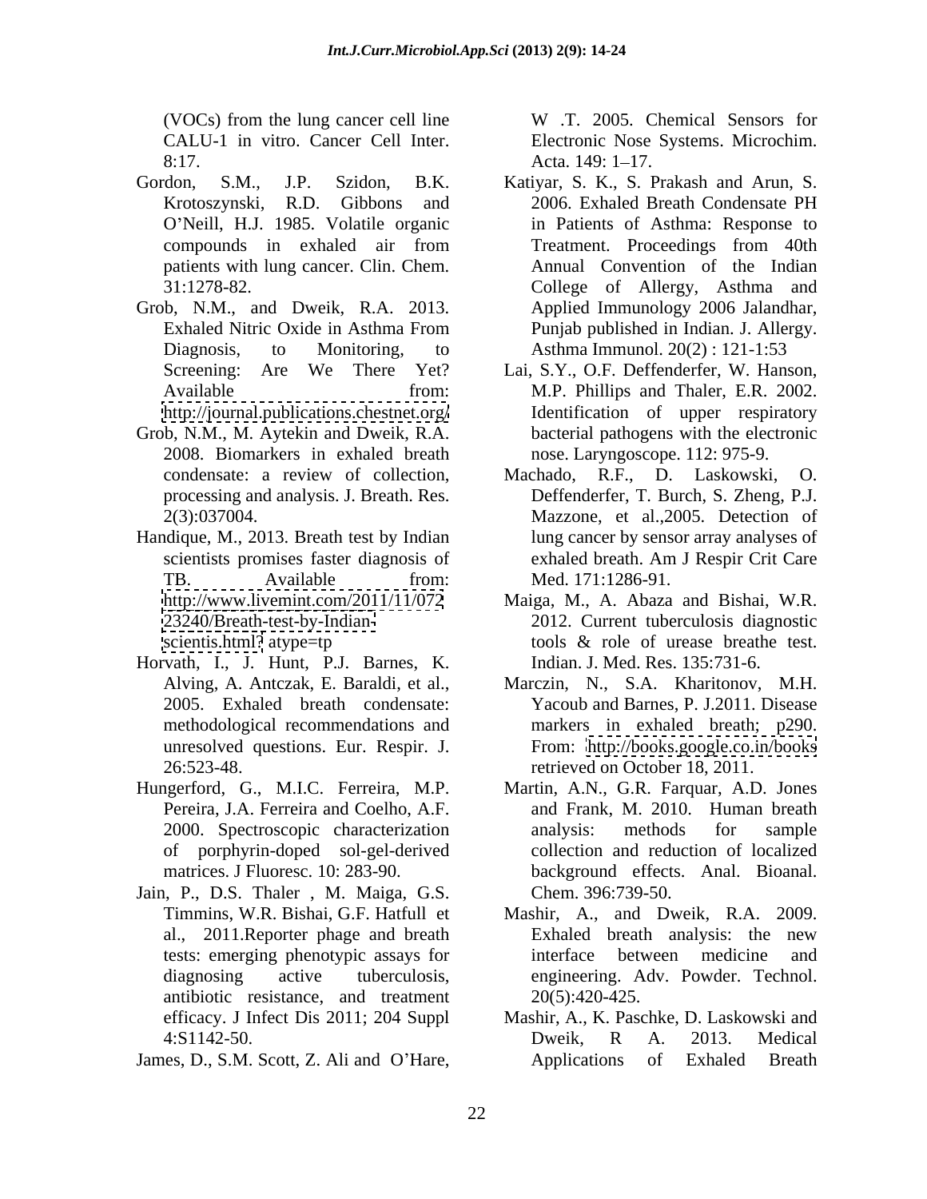(VOCs) from the lung cancer cell line CALU-1 in vitro. Cancer Cell Inter. 8:17.

Gordon, S.M., J.P. Szidon, B.K. Krotoszynski, R.D. Gibbons and O'Neill, H.J. 1985. Volatile organic compounds in exhaled air from patients with lung cancer. Clin. Chem. 31:1278-82.

Grob, N.M., and Dweik, R.A. 2013. Exhaled Nitric Oxide in Asthma From Diagnosis, to Monitoring, to Screening: Are We There Yet? Available from: http://journal.publications.chestnet.org/

Grob, N.M., M. Aytekin and Dweik, R.A. 2008. Biomarkers in exhaled breath condensate: a review of collection, processing and analysis. J. Breath. Res. 2(3):037004.

Handique, M., 2013. Breath test by Indian scientists promises faster diagnosis of TB. Available from: http://www.livemint.com/2011/11/072 23240/Breath-test-by-Indian-scientis.html? atype=tp

Horvath, I., J. Hunt, P.J. Barnes, K. Alving, A. Antczak, E. Baraldi, et al., 2005. Exhaled breath condensate: methodological recommendations and unresolved questions. Eur. Respir. J. 26:523-48.

Hungerford, G., M.I.C. Ferreira, M.P. Pereira, J.A. Ferreira and Coelho, A.F. 2000. Spectroscopic characterization of porphyrin-doped sol-gel-derived matrices. J Fluoresc. 10: 283-90.

Jain, P., D.S. Thaler , M. Maiga, G.S. Timmins, W.R. Bishai, G.F. Hatfull et al., 2011.Reporter phage and breath tests: emerging phenotypic assays for diagnosing active tuberculosis, antibiotic resistance, and treatment efficacy. J Infect Dis 2011; 204 Suppl 4:S1142-50.

James, D., S.M. Scott, Z. Ali and O'Hare, W .T. 2005. Chemical Sensors for Electronic Nose Systems. Microchim. Acta. 149: 1–17.

Katiyar, S. K., S. Prakash and Arun, S. 2006. Exhaled Breath Condensate PH in Patients of Asthma: Response to Treatment. Proceedings from 40th Annual Convention of the Indian College of Allergy, Asthma and Applied Immunology 2006 Jalandhar, Punjab published in Indian. J. Allergy. Asthma Immunol. 20(2) : 121-1:53

Lai, S.Y., O.F. Deffenderfer, W. Hanson, M.P. Phillips and Thaler, E.R. 2002. Identification of upper respiratory bacterial pathogens with the electronic nose. Laryngoscope. 112: 975-9.

Machado, R.F., D. Laskowski, O. Deffenderfer, T. Burch, S. Zheng, P.J. Mazzone, et al.,2005. Detection of lung cancer by sensor array analyses of exhaled breath. Am J Respir Crit Care Med. 171:1286-91.

Maiga, M., A. Abaza and Bishai, W.R. 2012. Current tuberculosis diagnostic tools & role of urease breathe test. Indian. J. Med. Res. 135:731-6.

Marczin, N., S.A. Kharitonov, M.H. Yacoub and Barnes, P. J.2011. Disease markers in exhaled breath; p290. From: http://books.google.co.in/books retrieved on October 18, 2011.

Martin, A.N., G.R. Farquar, A.D. Jones and Frank, M. 2010. Human breath analysis: methods for sample collection and reduction of localized background effects. Anal. Bioanal. Chem. 396:739-50.

Mashir, A., and Dweik, R.A. 2009. Exhaled breath analysis: the new interface between medicine and engineering. Adv. Powder. Technol. 20(5):420-425.

Mashir, A., K. Paschke, D. Laskowski and Dweik, R A. 2013. Medical Applications of Exhaled Breath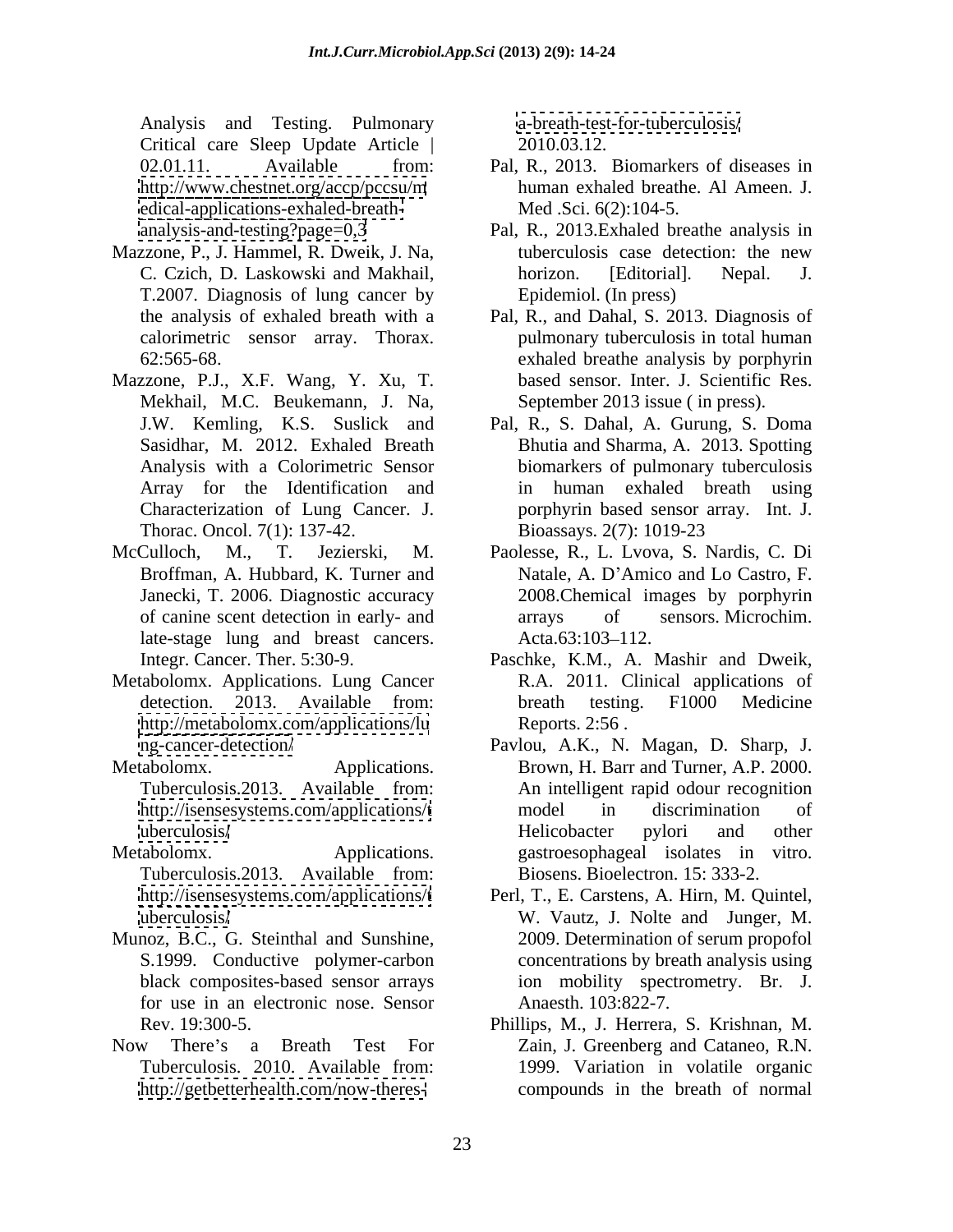Analysis and Testing. Pulmonary Critical care Sleep Update Article | 02.01.11. Available from: http://www.chestnet.org/accp/pccsu/medical-applications-exhaled-breath-analysis-and-testing?page=0,3

Mazzone, P., J. Hammel, R. Dweik, J. Na, C. Czich, D. Laskowski and Makhail, T.2007. Diagnosis of lung cancer by the analysis of exhaled breath with a calorimetric sensor array. Thorax. 62:565-68.

Mazzone, P.J., X.F. Wang, Y. Xu, T. Mekhail, M.C. Beukemann, J. Na, J.W. Kemling, K.S. Suslick and Sasidhar, M. 2012. Exhaled Breath Analysis with a Colorimetric Sensor Array for the Identification and Characterization of Lung Cancer. J. Thorac. Oncol. 7(1): 137-42.

McCulloch, M., T. Jezierski, M. Broffman, A. Hubbard, K. Turner and Janecki, T. 2006. Diagnostic accuracy of canine scent detection in early- and late-stage lung and breast cancers. Integr. Cancer. Ther. 5:30-9.

Metabolomx. Applications. Lung Cancer detection. 2013. Available from: http://metabolomx.com/applications/lung-cancer-detection/

Metabolomx. Applications. Tuberculosis.2013. Available from: http://isensesystems.com/applications/tuberculosis/

Metabolomx. Applications. Tuberculosis.2013. Available from: http://isensesystems.com/applications/tuberculosis/

Munoz, B.C., G. Steinthal and Sunshine, S.1999. Conductive polymer-carbon black composites-based sensor arrays for use in an electronic nose. Sensor Rev. 19:300-5.

Now There's a Breath Test For Tuberculosis. 2010. Available from: http://getbetterhealth.com/now-theres-a-breath-test-for-tuberculosis/ 2010.03.12.

Pal, R., 2013. Biomarkers of diseases in human exhaled breathe. Al Ameen. J. Med .Sci. 6(2):104-5.

Pal, R., 2013.Exhaled breathe analysis in tuberculosis case detection: the new horizon. [Editorial]. Nepal. J. Epidemiol. (In press)

Pal, R., and Dahal, S. 2013. Diagnosis of pulmonary tuberculosis in total human exhaled breathe analysis by porphyrin based sensor. Inter. J. Scientific Res. September 2013 issue ( in press).

Pal, R., S. Dahal, A. Gurung, S. Doma Bhutia and Sharma, A. 2013. Spotting biomarkers of pulmonary tuberculosis in human exhaled breath using porphyrin based sensor array. Int. J. Bioassays. 2(7): 1019-23

Paolesse, R., L. Lvova, S. Nardis, C. Di Natale, A. D'Amico and Lo Castro, F. 2008.Chemical images by porphyrin arrays of sensors. Microchim. Acta.63:103–112.

Paschke, K.M., A. Mashir and Dweik, R.A. 2011. Clinical applications of breath testing. F1000 Medicine Reports. 2:56 .

Pavlou, A.K., N. Magan, D. Sharp, J. Brown, H. Barr and Turner, A.P. 2000. An intelligent rapid odour recognition model in discrimination of Helicobacter pylori and other gastroesophageal isolates in vitro. Biosens. Bioelectron. 15: 333-2.

Perl, T., E. Carstens, A. Hirn, M. Quintel, W. Vautz, J. Nolte and Junger, M. 2009. Determination of serum propofol concentrations by breath analysis using ion mobility spectrometry. Br. J. Anaesth. 103:822-7.

Phillips, M., J. Herrera, S. Krishnan, M. Zain, J. Greenberg and Cataneo, R.N. 1999. Variation in volatile organic compounds in the breath of normal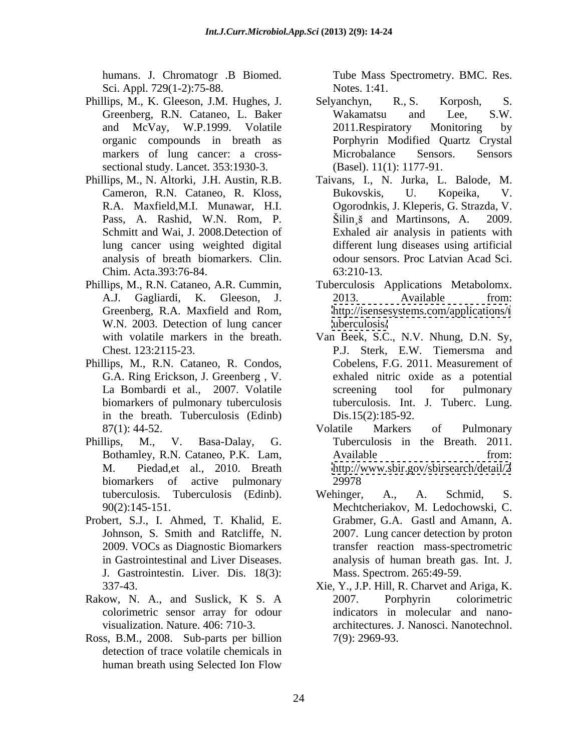humans. J. Chromatogr .B Biomed. Sci. Appl. 729(1-2):75-88.

Phillips, M., K. Gleeson, J.M. Hughes, J. Greenberg, R.N. Cataneo, L. Baker and McVay, W.P.1999. Volatile organic compounds in breath as markers of lung cancer: a cross-sectional study. Lancet. 353:1930-3.

Phillips, M., N. Altorki, J.H. Austin, R.B. Cameron, R.N. Cataneo, R. Kloss, R.A. Maxfield,M.I. Munawar, H.I. Pass, A. Rashid, W.N. Rom, P. Schmitt and Wai, J. 2008.Detection of lung cancer using weighted digital analysis of breath biomarkers. Clin. Chim. Acta.393:76-84.

Phillips, M., R.N. Cataneo, A.R. Cummin, A.J. Gagliardi, K. Gleeson, J. Greenberg, R.A. Maxfield and Rom, W.N. 2003. Detection of lung cancer with volatile markers in the breath. Chest. 123:2115-23.

Phillips, M., R.N. Cataneo, R. Condos, G.A. Ring Erickson, J. Greenberg , V. La Bombardi et al., 2007. Volatile biomarkers of pulmonary tuberculosis in the breath. Tuberculosis (Edinb) 87(1): 44-52.

Phillips, M., V. Basa-Dalay, G. Bothamley, R.N. Cataneo, P.K. Lam, M. Piedad,et al., 2010. Breath biomarkers of active pulmonary tuberculosis. Tuberculosis (Edinb). 90(2):145-151.

Probert, S.J., I. Ahmed, T. Khalid, E. Johnson, S. Smith and Ratcliffe, N. 2009. VOCs as Diagnostic Biomarkers in Gastrointestinal and Liver Diseases. J. Gastrointestin. Liver. Dis. 18(3): 337-43.

Rakow, N. A., and Suslick, K S. A colorimetric sensor array for odour visualization. Nature. 406: 710-3.

Ross, B.M., 2008. Sub-parts per billion detection of trace volatile chemicals in human breath using Selected Ion Flow Tube Mass Spectrometry. BMC. Res. Notes. 1:41.

Selyanchyn, R., S. Korposh, S. Wakamatsu and Lee, S.W. 2011.Respiratory Monitoring by Porphyrin Modified Quartz Crystal Microbalance Sensors. Sensors (Basel). 11(1): 1177-91.

Taivans, I., N. Jurka, L. Balode, M. Bukovskis, U. Kopeika, V. Ogorodnkis, J. Kleperis, G. Strazda, V. Šilin¸š and Martinsons, A. 2009. Exhaled air analysis in patients with different lung diseases using artificial odour sensors. Proc Latvian Acad Sci. 63:210-13.

Tuberculosis Applications Metabolomx. 2013. Available from: http://isensesystems.com/applications/tuberculosis/

Van Beek, S.C., N.V. Nhung, D.N. Sy, P.J. Sterk, E.W. Tiemersma and Cobelens, F.G. 2011. Measurement of exhaled nitric oxide as a potential screening tool for pulmonary tuberculosis. Int. J. Tuberc. Lung. Dis.15(2):185-92.

Volatile Markers of Pulmonary Tuberculosis in the Breath. 2011. Available from: http://www.sbir.gov/sbirsearch/detail/229978

Wehinger, A., A. Schmid, S. Mechtcheriakov, M. Ledochowski, C. Grabmer, G.A. Gastl and Amann, A. 2007. Lung cancer detection by proton transfer reaction mass-spectrometric analysis of human breath gas. Int. J. Mass. Spectrom. 265:49-59.

Xie, Y., J.P. Hill, R. Charvet and Ariga, K. 2007. Porphyrin colorimetric indicators in molecular and nano-architectures. J. Nanosci. Nanotechnol. 7(9): 2969-93.